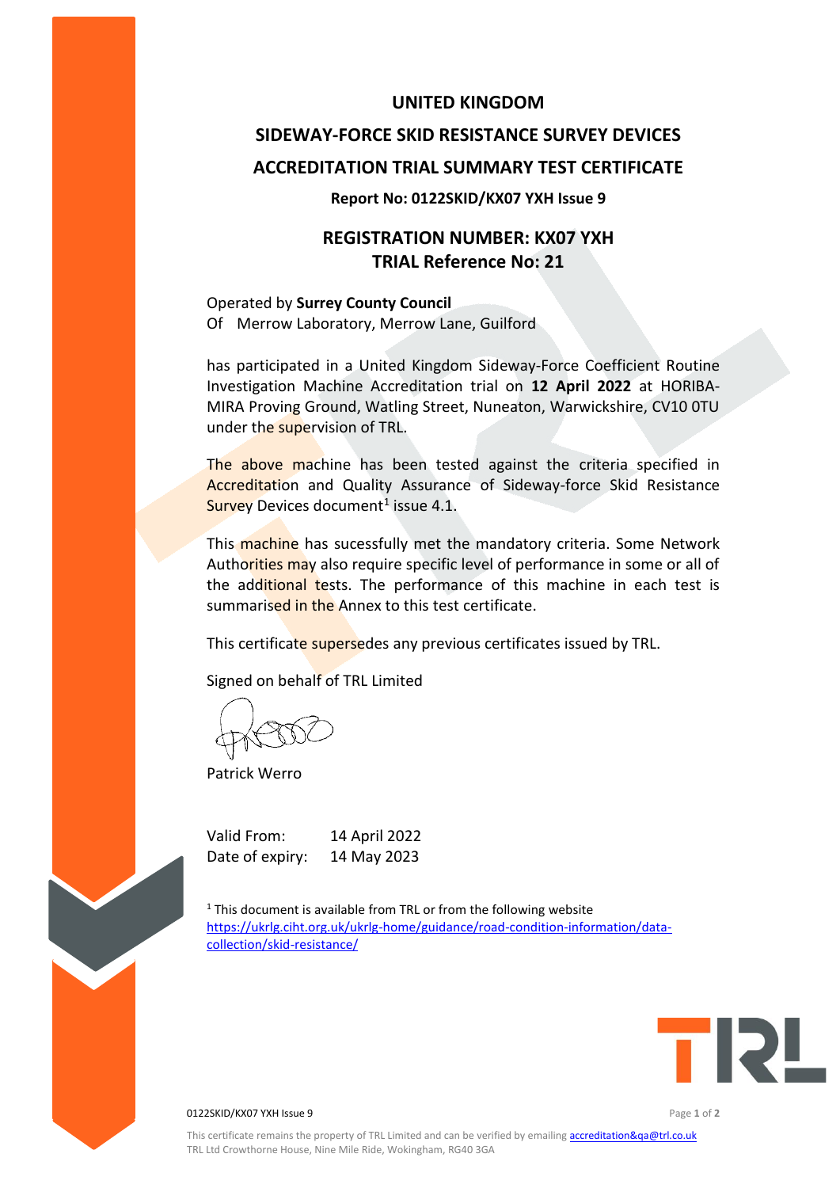# UNITED KINGDOM

# SIDEWAY-FORCE SKID RESISTANCE SURVEY DEVICES

# ACCREDITATION TRIAL SUMMARY TEST CERTIFICATE

**Report No: 0122SKID/KX07 YXH Issue 9**

## REGISTRATION NUMBER: KX07 YXH
## TRIAL Reference No: 21

Operated by **Surrey County Council**
Of Merrow Laboratory, Merrow Lane, Guildford

has participated in a United Kingdom Sideway-Force Coefficient Routine Investigation Machine Accreditation trial on **12 April 2022** at HORIBA-MIRA Proving Ground, Watling Street, Nuneaton, Warwickshire, CV10 0TU under the supervision of TRL.

The above machine has been tested against the criteria specified in Accreditation and Quality Assurance of Sideway-force Skid Resistance Survey Devices document[1] issue 4.1.

This machine has sucessfully met the mandatory criteria. Some Network Authorities may also require specific level of performance in some or all of the additional tests. The performance of this machine in each test is summarised in the Annex to this test certificate.

This certificate supersedes any previous certificates issued by TRL.

Signed on behalf of TRL Limited

Patrick Werro

Valid From: 14 April 2022
Date of expiry: 14 May 2023

[1] This document is available from TRL or from the following website https://ukrlg.ciht.org.uk/ukrlg-home/guidance/road-condition-information/data-collection/skid-resistance/

This certificate remains the property of TRL Limited and can be verified by emailing accreditation&qa@trl.co.uk
TRL Ltd Crowthorne House, Nine Mile Ride, Wokingham, RG40 3GA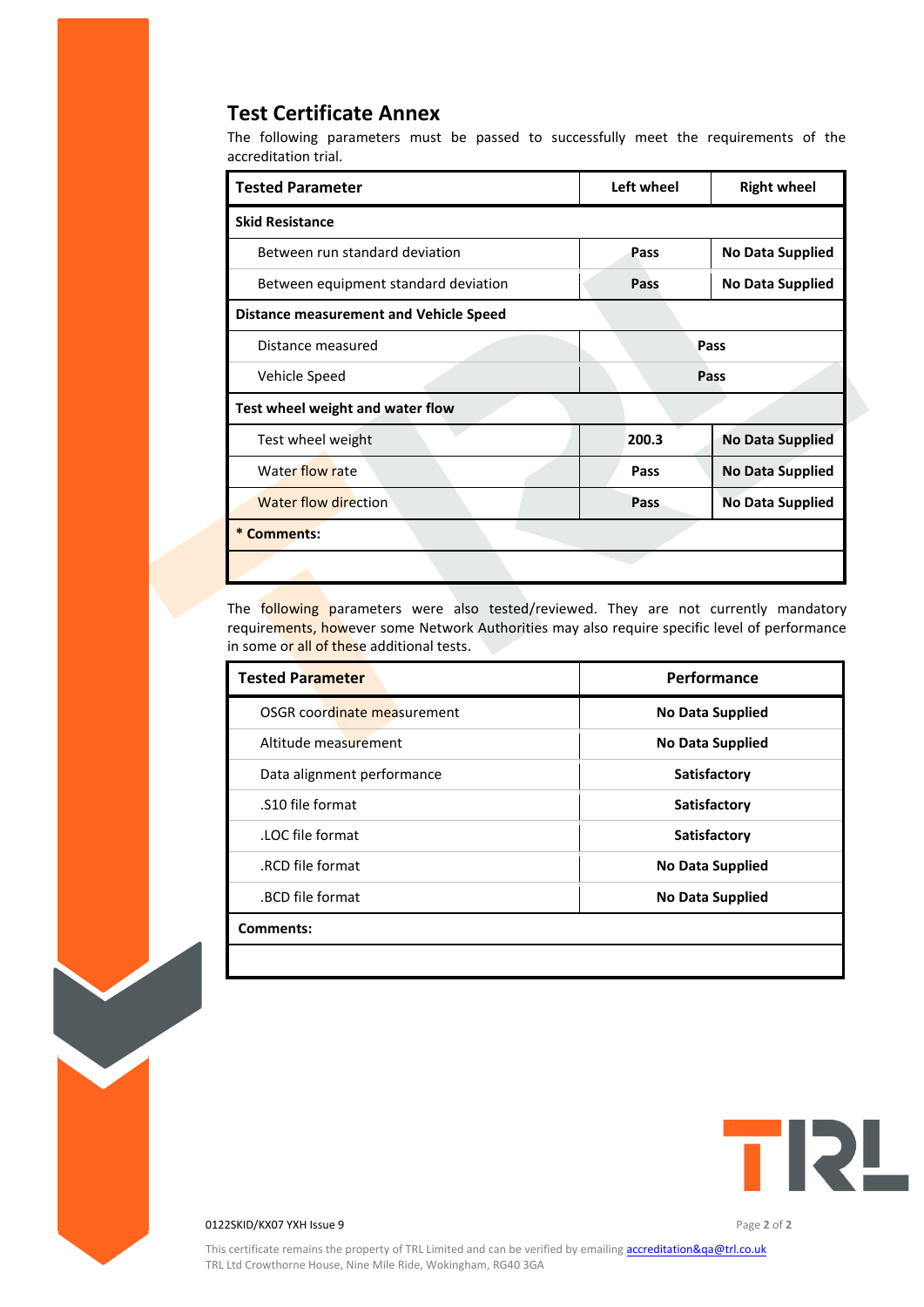## Test Certificate Annex

The following parameters must be passed to successfully meet the requirements of the accreditation trial.

| Tested Parameter | Left wheel | Right wheel |
|---|---|---|
| **Skid Resistance** | | |
| Between run standard deviation | **Pass** | **No Data Supplied** |
| Between equipment standard deviation | **Pass** | **No Data Supplied** |
| **Distance measurement and Vehicle Speed** | | |
| Distance measured | **Pass** | |
| Vehicle Speed | **Pass** | |
| **Test wheel weight and water flow** | | |
| Test wheel weight | **200.3** | **No Data Supplied** |
| Water flow rate | **Pass** | **No Data Supplied** |
| Water flow direction | **Pass** | **No Data Supplied** |
| **\* Comments:** | | |

The following parameters were also tested/reviewed. They are not currently mandatory requirements, however some Network Authorities may also require specific level of performance in some or all of these additional tests.

| Tested Parameter | Performance |
|---|---|
| OSGR coordinate measurement | **No Data Supplied** |
| Altitude measurement | **No Data Supplied** |
| Data alignment performance | **Satisfactory** |
| .S10 file format | **Satisfactory** |
| .LOC file format | **Satisfactory** |
| .RCD file format | **No Data Supplied** |
| .BCD file format | **No Data Supplied** |
| **Comments:** | |

0122SKID/KX07 YXH Issue 9

This certificate remains the property of TRL Limited and can be verified by emailing accreditation&qa@trl.co.uk
TRL Ltd Crowthorne House, Nine Mile Ride, Wokingham, RG40 3GA